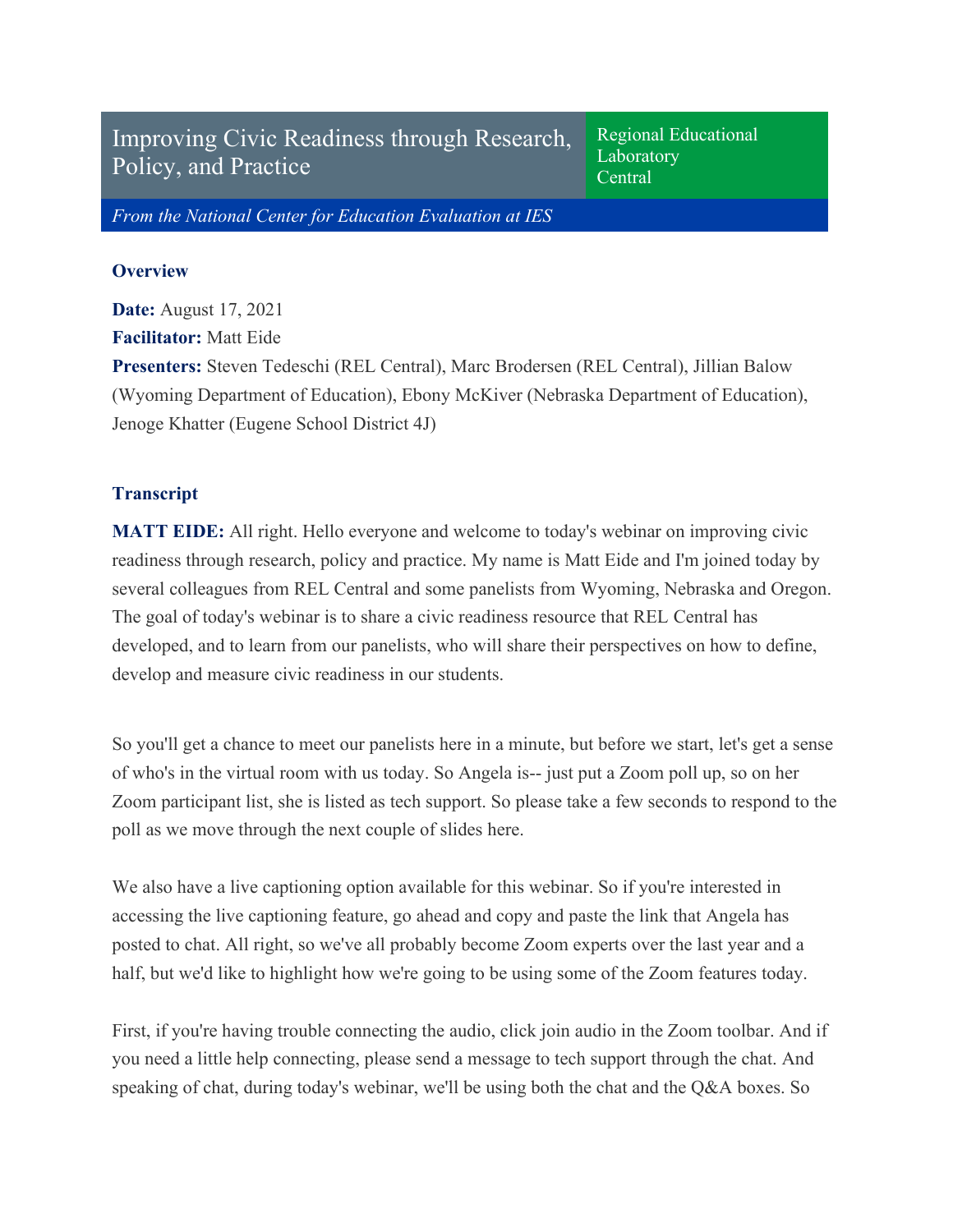# Improving Civic Readiness through Research, Policy, and Practice

Regional Educational Laboratory Central

*From the National Center for Education Evaluation at IES*

## Overview

**Date:** August 17, 2021
**Facilitator:** Matt Eide
**Presenters:** Steven Tedeschi (REL Central), Marc Brodersen (REL Central), Jillian Balow (Wyoming Department of Education), Ebony McKiver (Nebraska Department of Education), Jenoge Khatter (Eugene School District 4J)

## Transcript

**MATT EIDE:** All right. Hello everyone and welcome to today's webinar on improving civic readiness through research, policy and practice. My name is Matt Eide and I'm joined today by several colleagues from REL Central and some panelists from Wyoming, Nebraska and Oregon. The goal of today's webinar is to share a civic readiness resource that REL Central has developed, and to learn from our panelists, who will share their perspectives on how to define, develop and measure civic readiness in our students.

So you'll get a chance to meet our panelists here in a minute, but before we start, let's get a sense of who's in the virtual room with us today. So Angela is-- just put a Zoom poll up, so on her Zoom participant list, she is listed as tech support. So please take a few seconds to respond to the poll as we move through the next couple of slides here.

We also have a live captioning option available for this webinar. So if you're interested in accessing the live captioning feature, go ahead and copy and paste the link that Angela has posted to chat. All right, so we've all probably become Zoom experts over the last year and a half, but we'd like to highlight how we're going to be using some of the Zoom features today.

First, if you're having trouble connecting the audio, click join audio in the Zoom toolbar. And if you need a little help connecting, please send a message to tech support through the chat. And speaking of chat, during today's webinar, we'll be using both the chat and the Q&A boxes. So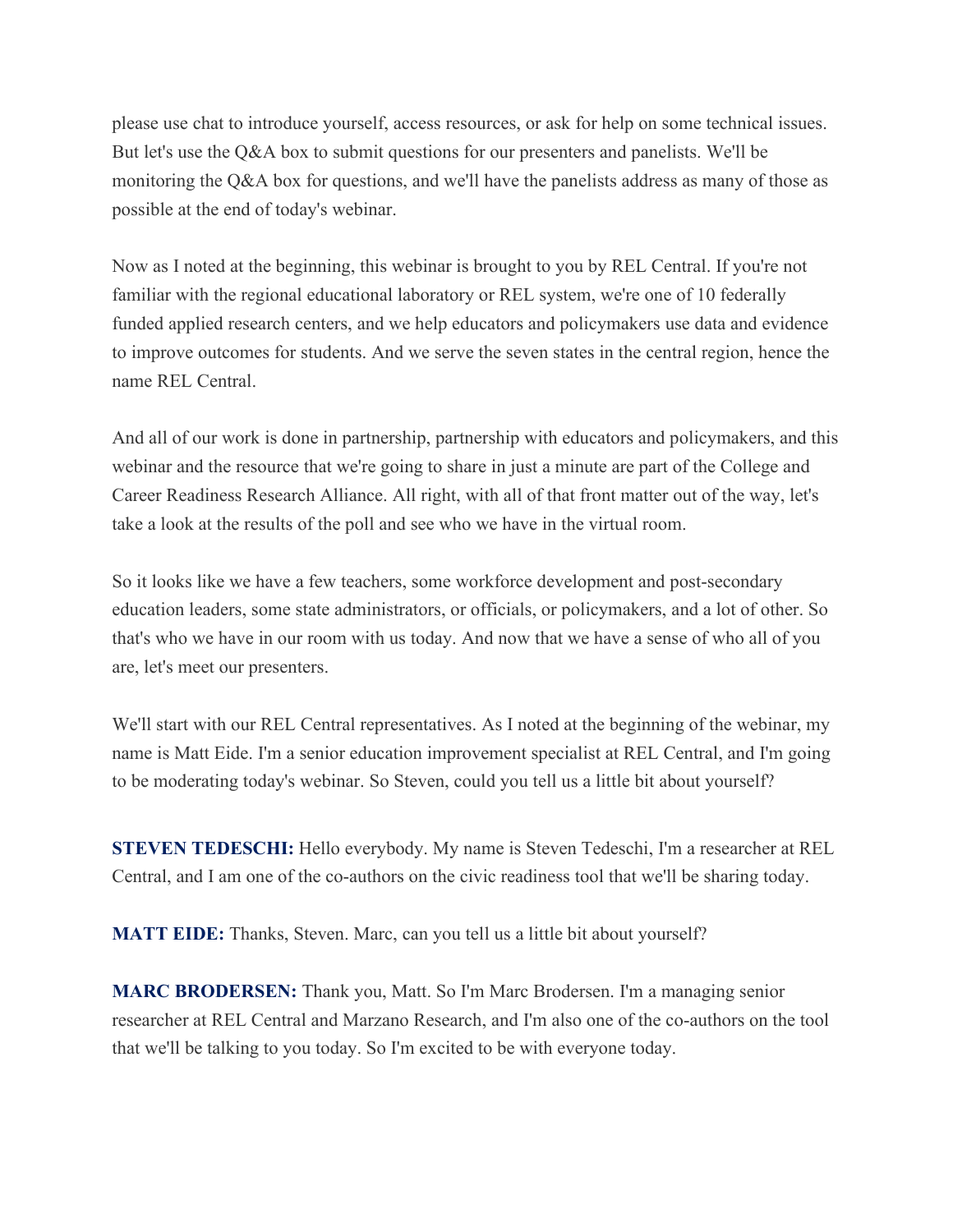please use chat to introduce yourself, access resources, or ask for help on some technical issues. But let's use the Q&A box to submit questions for our presenters and panelists. We'll be monitoring the Q&A box for questions, and we'll have the panelists address as many of those as possible at the end of today's webinar.

Now as I noted at the beginning, this webinar is brought to you by REL Central. If you're not familiar with the regional educational laboratory or REL system, we're one of 10 federally funded applied research centers, and we help educators and policymakers use data and evidence to improve outcomes for students. And we serve the seven states in the central region, hence the name REL Central.

And all of our work is done in partnership, partnership with educators and policymakers, and this webinar and the resource that we're going to share in just a minute are part of the College and Career Readiness Research Alliance. All right, with all of that front matter out of the way, let's take a look at the results of the poll and see who we have in the virtual room.

So it looks like we have a few teachers, some workforce development and post-secondary education leaders, some state administrators, or officials, or policymakers, and a lot of other. So that's who we have in our room with us today. And now that we have a sense of who all of you are, let's meet our presenters.

We'll start with our REL Central representatives. As I noted at the beginning of the webinar, my name is Matt Eide. I'm a senior education improvement specialist at REL Central, and I'm going to be moderating today's webinar. So Steven, could you tell us a little bit about yourself?

**STEVEN TEDESCHI:** Hello everybody. My name is Steven Tedeschi, I'm a researcher at REL Central, and I am one of the co-authors on the civic readiness tool that we'll be sharing today.

**MATT EIDE:** Thanks, Steven. Marc, can you tell us a little bit about yourself?

**MARC BRODERSEN:** Thank you, Matt. So I'm Marc Brodersen. I'm a managing senior researcher at REL Central and Marzano Research, and I'm also one of the co-authors on the tool that we'll be talking to you today. So I'm excited to be with everyone today.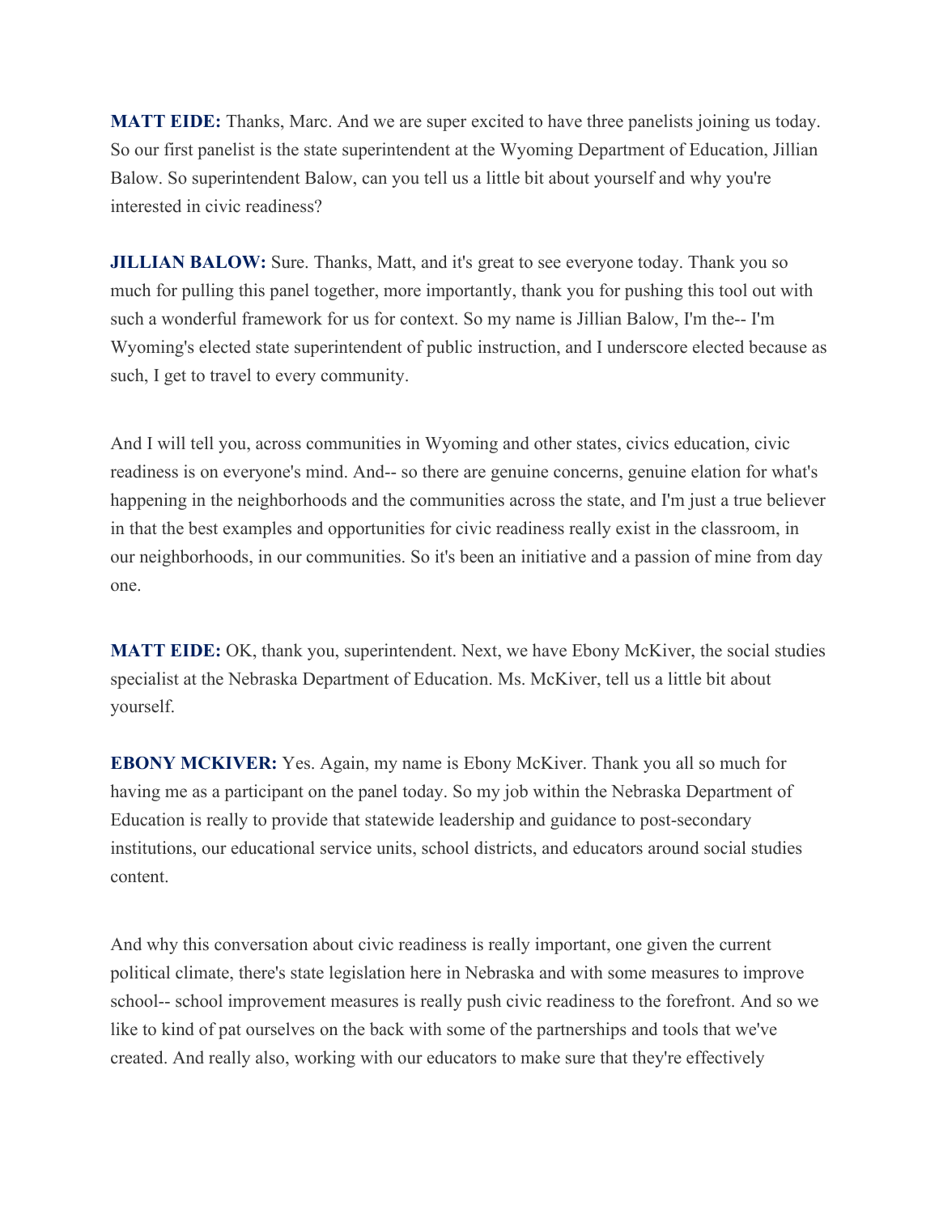**MATT EIDE:** Thanks, Marc. And we are super excited to have three panelists joining us today. So our first panelist is the state superintendent at the Wyoming Department of Education, Jillian Balow. So superintendent Balow, can you tell us a little bit about yourself and why you're interested in civic readiness?

**JILLIAN BALOW:** Sure. Thanks, Matt, and it's great to see everyone today. Thank you so much for pulling this panel together, more importantly, thank you for pushing this tool out with such a wonderful framework for us for context. So my name is Jillian Balow, I'm the-- I'm Wyoming's elected state superintendent of public instruction, and I underscore elected because as such, I get to travel to every community.

And I will tell you, across communities in Wyoming and other states, civics education, civic readiness is on everyone's mind. And-- so there are genuine concerns, genuine elation for what's happening in the neighborhoods and the communities across the state, and I'm just a true believer in that the best examples and opportunities for civic readiness really exist in the classroom, in our neighborhoods, in our communities. So it's been an initiative and a passion of mine from day one.

**MATT EIDE:** OK, thank you, superintendent. Next, we have Ebony McKiver, the social studies specialist at the Nebraska Department of Education. Ms. McKiver, tell us a little bit about yourself.

**EBONY MCKIVER:** Yes. Again, my name is Ebony McKiver. Thank you all so much for having me as a participant on the panel today. So my job within the Nebraska Department of Education is really to provide that statewide leadership and guidance to post-secondary institutions, our educational service units, school districts, and educators around social studies content.

And why this conversation about civic readiness is really important, one given the current political climate, there's state legislation here in Nebraska and with some measures to improve school-- school improvement measures is really push civic readiness to the forefront. And so we like to kind of pat ourselves on the back with some of the partnerships and tools that we've created. And really also, working with our educators to make sure that they're effectively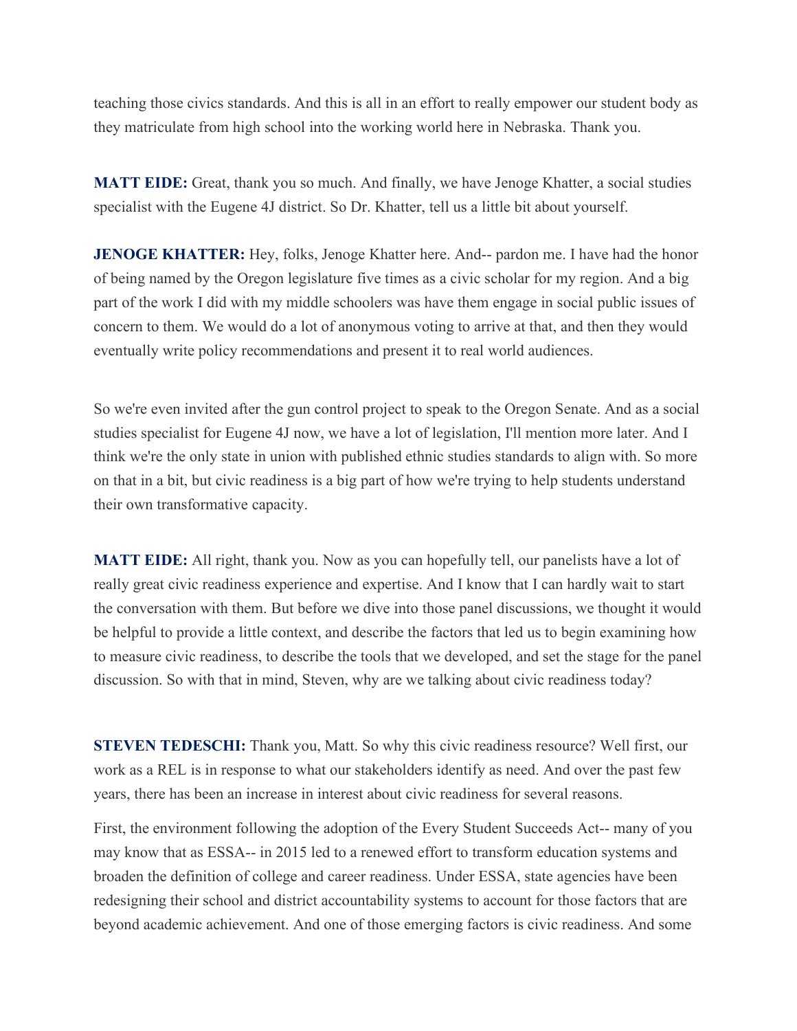teaching those civics standards. And this is all in an effort to really empower our student body as they matriculate from high school into the working world here in Nebraska. Thank you.

**MATT EIDE:** Great, thank you so much. And finally, we have Jenoge Khatter, a social studies specialist with the Eugene 4J district. So Dr. Khatter, tell us a little bit about yourself.

**JENOGE KHATTER:** Hey, folks, Jenoge Khatter here. And-- pardon me. I have had the honor of being named by the Oregon legislature five times as a civic scholar for my region. And a big part of the work I did with my middle schoolers was have them engage in social public issues of concern to them. We would do a lot of anonymous voting to arrive at that, and then they would eventually write policy recommendations and present it to real world audiences.

So we're even invited after the gun control project to speak to the Oregon Senate. And as a social studies specialist for Eugene 4J now, we have a lot of legislation, I'll mention more later. And I think we're the only state in union with published ethnic studies standards to align with. So more on that in a bit, but civic readiness is a big part of how we're trying to help students understand their own transformative capacity.

**MATT EIDE:** All right, thank you. Now as you can hopefully tell, our panelists have a lot of really great civic readiness experience and expertise. And I know that I can hardly wait to start the conversation with them. But before we dive into those panel discussions, we thought it would be helpful to provide a little context, and describe the factors that led us to begin examining how to measure civic readiness, to describe the tools that we developed, and set the stage for the panel discussion. So with that in mind, Steven, why are we talking about civic readiness today?

**STEVEN TEDESCHI:** Thank you, Matt. So why this civic readiness resource? Well first, our work as a REL is in response to what our stakeholders identify as need. And over the past few years, there has been an increase in interest about civic readiness for several reasons.

First, the environment following the adoption of the Every Student Succeeds Act-- many of you may know that as ESSA-- in 2015 led to a renewed effort to transform education systems and broaden the definition of college and career readiness. Under ESSA, state agencies have been redesigning their school and district accountability systems to account for those factors that are beyond academic achievement. And one of those emerging factors is civic readiness. And some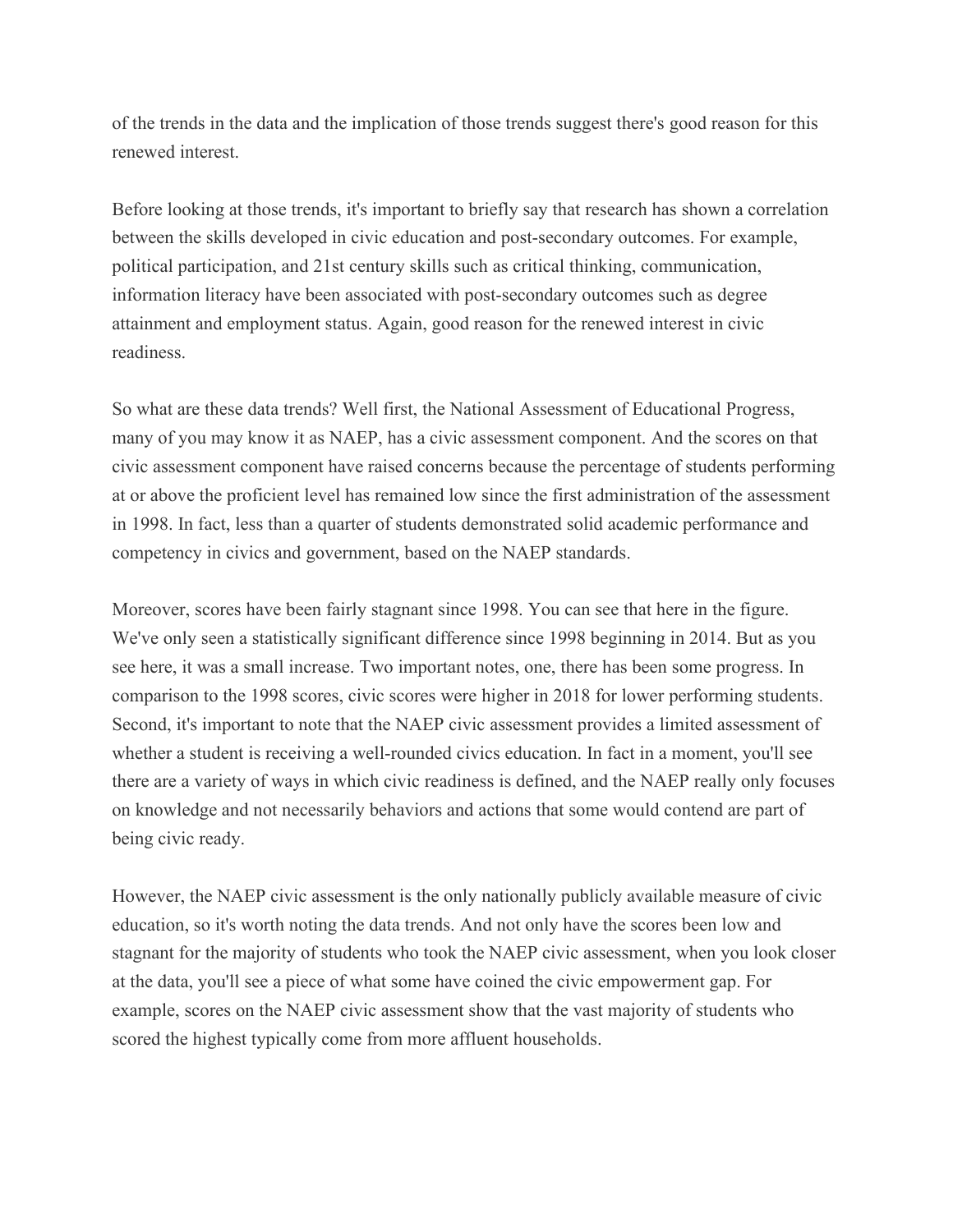of the trends in the data and the implication of those trends suggest there's good reason for this renewed interest.

Before looking at those trends, it's important to briefly say that research has shown a correlation between the skills developed in civic education and post-secondary outcomes. For example, political participation, and 21st century skills such as critical thinking, communication, information literacy have been associated with post-secondary outcomes such as degree attainment and employment status. Again, good reason for the renewed interest in civic readiness.

So what are these data trends? Well first, the National Assessment of Educational Progress, many of you may know it as NAEP, has a civic assessment component. And the scores on that civic assessment component have raised concerns because the percentage of students performing at or above the proficient level has remained low since the first administration of the assessment in 1998. In fact, less than a quarter of students demonstrated solid academic performance and competency in civics and government, based on the NAEP standards.

Moreover, scores have been fairly stagnant since 1998. You can see that here in the figure. We've only seen a statistically significant difference since 1998 beginning in 2014. But as you see here, it was a small increase. Two important notes, one, there has been some progress. In comparison to the 1998 scores, civic scores were higher in 2018 for lower performing students. Second, it's important to note that the NAEP civic assessment provides a limited assessment of whether a student is receiving a well-rounded civics education. In fact in a moment, you'll see there are a variety of ways in which civic readiness is defined, and the NAEP really only focuses on knowledge and not necessarily behaviors and actions that some would contend are part of being civic ready.

However, the NAEP civic assessment is the only nationally publicly available measure of civic education, so it's worth noting the data trends. And not only have the scores been low and stagnant for the majority of students who took the NAEP civic assessment, when you look closer at the data, you'll see a piece of what some have coined the civic empowerment gap. For example, scores on the NAEP civic assessment show that the vast majority of students who scored the highest typically come from more affluent households.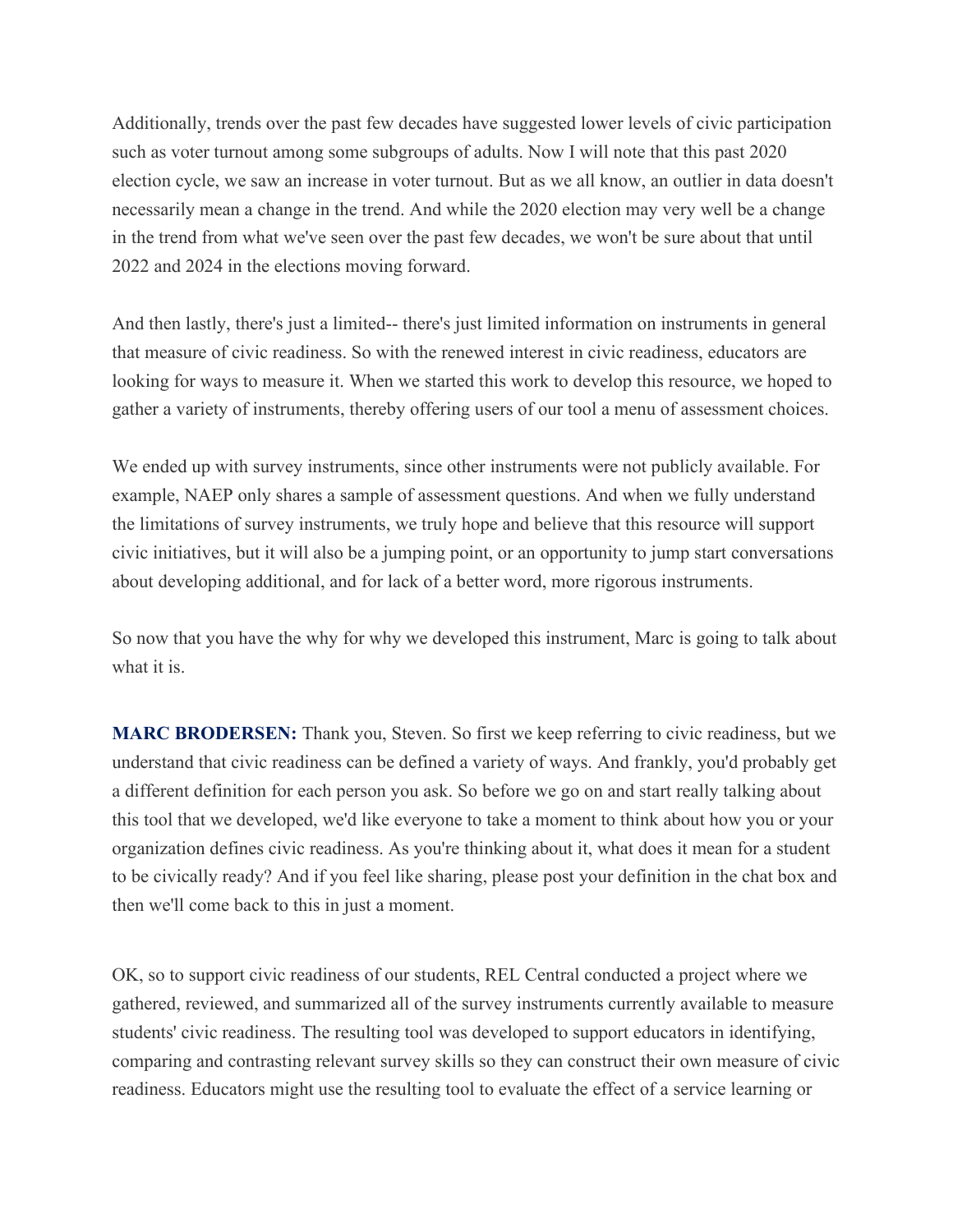Additionally, trends over the past few decades have suggested lower levels of civic participation such as voter turnout among some subgroups of adults. Now I will note that this past 2020 election cycle, we saw an increase in voter turnout. But as we all know, an outlier in data doesn't necessarily mean a change in the trend. And while the 2020 election may very well be a change in the trend from what we've seen over the past few decades, we won't be sure about that until 2022 and 2024 in the elections moving forward.

And then lastly, there's just a limited-- there's just limited information on instruments in general that measure of civic readiness. So with the renewed interest in civic readiness, educators are looking for ways to measure it. When we started this work to develop this resource, we hoped to gather a variety of instruments, thereby offering users of our tool a menu of assessment choices.

We ended up with survey instruments, since other instruments were not publicly available. For example, NAEP only shares a sample of assessment questions. And when we fully understand the limitations of survey instruments, we truly hope and believe that this resource will support civic initiatives, but it will also be a jumping point, or an opportunity to jump start conversations about developing additional, and for lack of a better word, more rigorous instruments.

So now that you have the why for why we developed this instrument, Marc is going to talk about what it is.

**MARC BRODERSEN:** Thank you, Steven. So first we keep referring to civic readiness, but we understand that civic readiness can be defined a variety of ways. And frankly, you'd probably get a different definition for each person you ask. So before we go on and start really talking about this tool that we developed, we'd like everyone to take a moment to think about how you or your organization defines civic readiness. As you're thinking about it, what does it mean for a student to be civically ready? And if you feel like sharing, please post your definition in the chat box and then we'll come back to this in just a moment.

OK, so to support civic readiness of our students, REL Central conducted a project where we gathered, reviewed, and summarized all of the survey instruments currently available to measure students' civic readiness. The resulting tool was developed to support educators in identifying, comparing and contrasting relevant survey skills so they can construct their own measure of civic readiness. Educators might use the resulting tool to evaluate the effect of a service learning or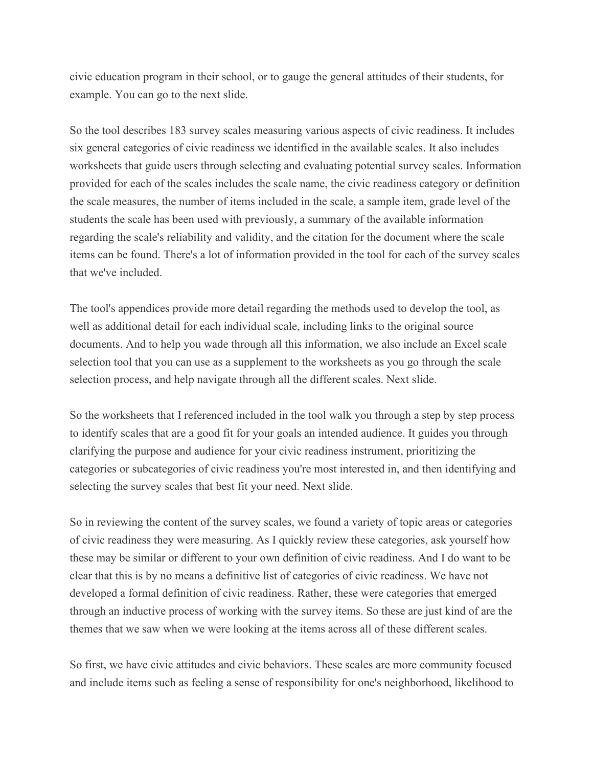civic education program in their school, or to gauge the general attitudes of their students, for example. You can go to the next slide.

So the tool describes 183 survey scales measuring various aspects of civic readiness. It includes six general categories of civic readiness we identified in the available scales. It also includes worksheets that guide users through selecting and evaluating potential survey scales. Information provided for each of the scales includes the scale name, the civic readiness category or definition the scale measures, the number of items included in the scale, a sample item, grade level of the students the scale has been used with previously, a summary of the available information regarding the scale's reliability and validity, and the citation for the document where the scale items can be found. There's a lot of information provided in the tool for each of the survey scales that we've included.

The tool's appendices provide more detail regarding the methods used to develop the tool, as well as additional detail for each individual scale, including links to the original source documents. And to help you wade through all this information, we also include an Excel scale selection tool that you can use as a supplement to the worksheets as you go through the scale selection process, and help navigate through all the different scales. Next slide.

So the worksheets that I referenced included in the tool walk you through a step by step process to identify scales that are a good fit for your goals an intended audience. It guides you through clarifying the purpose and audience for your civic readiness instrument, prioritizing the categories or subcategories of civic readiness you're most interested in, and then identifying and selecting the survey scales that best fit your need. Next slide.

So in reviewing the content of the survey scales, we found a variety of topic areas or categories of civic readiness they were measuring. As I quickly review these categories, ask yourself how these may be similar or different to your own definition of civic readiness. And I do want to be clear that this is by no means a definitive list of categories of civic readiness. We have not developed a formal definition of civic readiness. Rather, these were categories that emerged through an inductive process of working with the survey items. So these are just kind of are the themes that we saw when we were looking at the items across all of these different scales.

So first, we have civic attitudes and civic behaviors. These scales are more community focused and include items such as feeling a sense of responsibility for one's neighborhood, likelihood to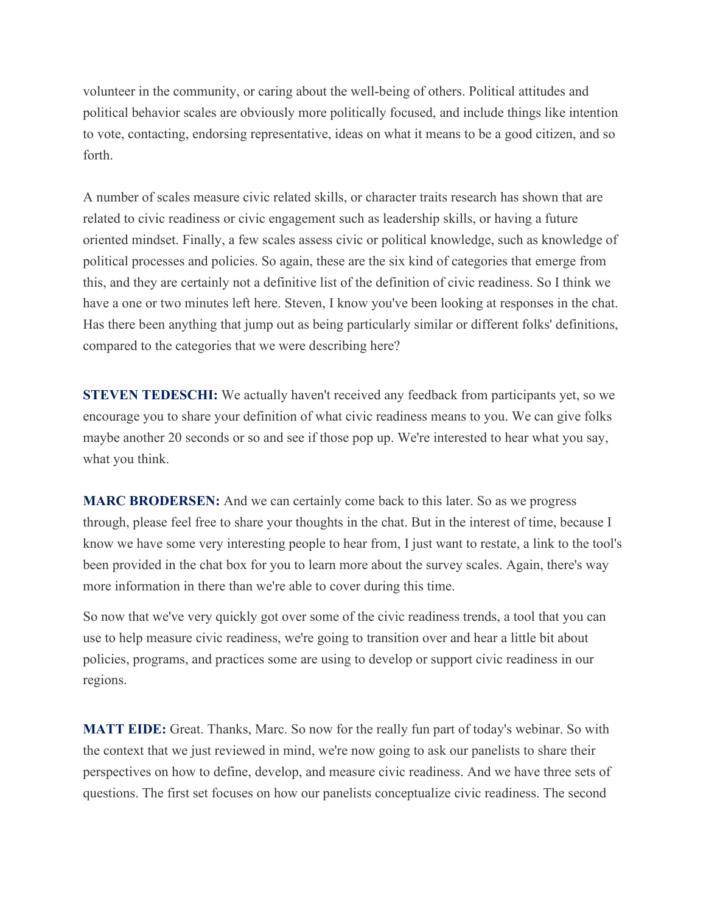volunteer in the community, or caring about the well-being of others. Political attitudes and political behavior scales are obviously more politically focused, and include things like intention to vote, contacting, endorsing representative, ideas on what it means to be a good citizen, and so forth.

A number of scales measure civic related skills, or character traits research has shown that are related to civic readiness or civic engagement such as leadership skills, or having a future oriented mindset. Finally, a few scales assess civic or political knowledge, such as knowledge of political processes and policies. So again, these are the six kind of categories that emerge from this, and they are certainly not a definitive list of the definition of civic readiness. So I think we have a one or two minutes left here. Steven, I know you've been looking at responses in the chat. Has there been anything that jump out as being particularly similar or different folks' definitions, compared to the categories that we were describing here?

**STEVEN TEDESCHI:** We actually haven't received any feedback from participants yet, so we encourage you to share your definition of what civic readiness means to you. We can give folks maybe another 20 seconds or so and see if those pop up. We're interested to hear what you say, what you think.

**MARC BRODERSEN:** And we can certainly come back to this later. So as we progress through, please feel free to share your thoughts in the chat. But in the interest of time, because I know we have some very interesting people to hear from, I just want to restate, a link to the tool's been provided in the chat box for you to learn more about the survey scales. Again, there's way more information in there than we're able to cover during this time.

So now that we've very quickly got over some of the civic readiness trends, a tool that you can use to help measure civic readiness, we're going to transition over and hear a little bit about policies, programs, and practices some are using to develop or support civic readiness in our regions.

**MATT EIDE:** Great. Thanks, Marc. So now for the really fun part of today's webinar. So with the context that we just reviewed in mind, we're now going to ask our panelists to share their perspectives on how to define, develop, and measure civic readiness. And we have three sets of questions. The first set focuses on how our panelists conceptualize civic readiness. The second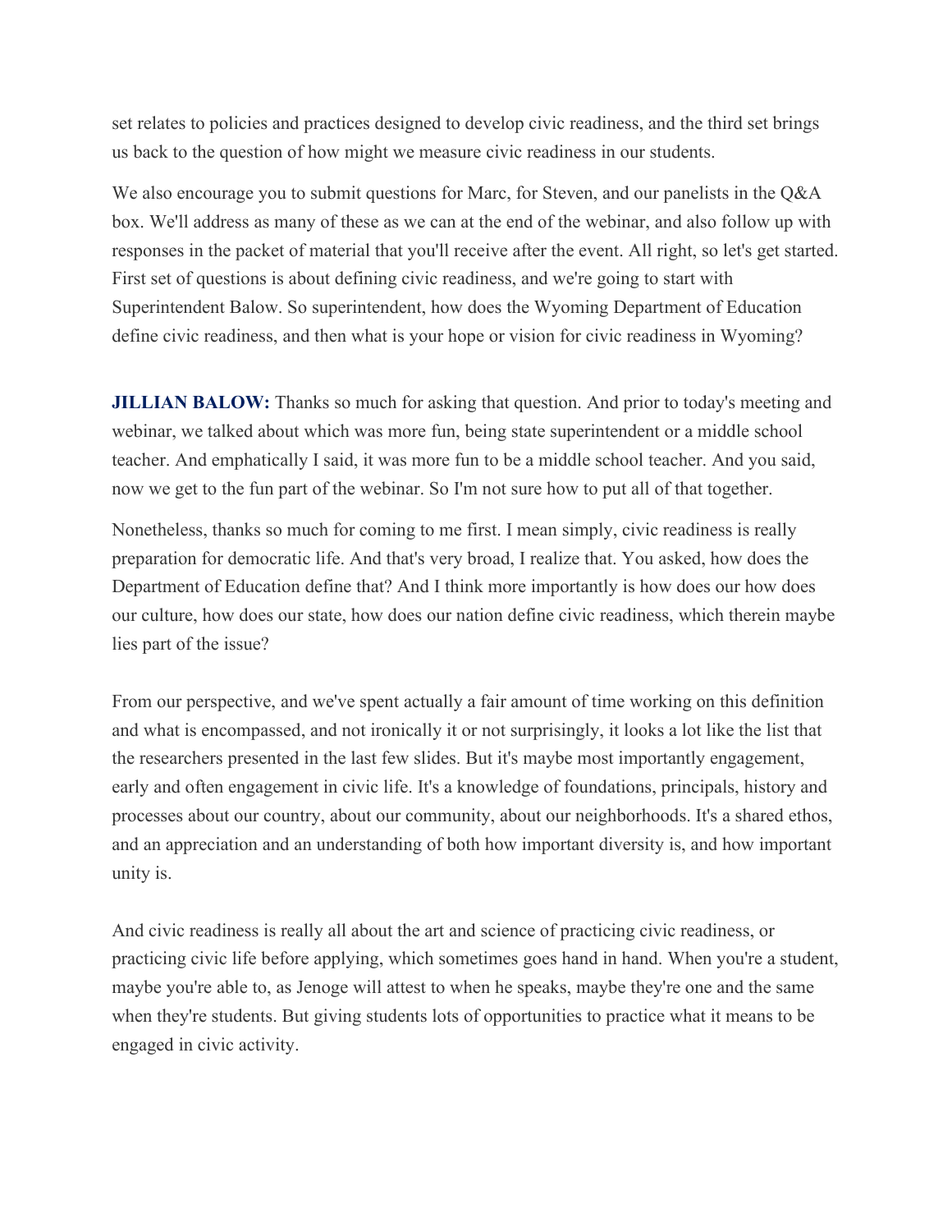set relates to policies and practices designed to develop civic readiness, and the third set brings us back to the question of how might we measure civic readiness in our students.

We also encourage you to submit questions for Marc, for Steven, and our panelists in the Q&A box. We'll address as many of these as we can at the end of the webinar, and also follow up with responses in the packet of material that you'll receive after the event. All right, so let's get started. First set of questions is about defining civic readiness, and we're going to start with Superintendent Balow. So superintendent, how does the Wyoming Department of Education define civic readiness, and then what is your hope or vision for civic readiness in Wyoming?

**JILLIAN BALOW:** Thanks so much for asking that question. And prior to today's meeting and webinar, we talked about which was more fun, being state superintendent or a middle school teacher. And emphatically I said, it was more fun to be a middle school teacher. And you said, now we get to the fun part of the webinar. So I'm not sure how to put all of that together.

Nonetheless, thanks so much for coming to me first. I mean simply, civic readiness is really preparation for democratic life. And that's very broad, I realize that. You asked, how does the Department of Education define that? And I think more importantly is how does our how does our culture, how does our state, how does our nation define civic readiness, which therein maybe lies part of the issue?

From our perspective, and we've spent actually a fair amount of time working on this definition and what is encompassed, and not ironically it or not surprisingly, it looks a lot like the list that the researchers presented in the last few slides. But it's maybe most importantly engagement, early and often engagement in civic life. It's a knowledge of foundations, principals, history and processes about our country, about our community, about our neighborhoods. It's a shared ethos, and an appreciation and an understanding of both how important diversity is, and how important unity is.

And civic readiness is really all about the art and science of practicing civic readiness, or practicing civic life before applying, which sometimes goes hand in hand. When you're a student, maybe you're able to, as Jenoge will attest to when he speaks, maybe they're one and the same when they're students. But giving students lots of opportunities to practice what it means to be engaged in civic activity.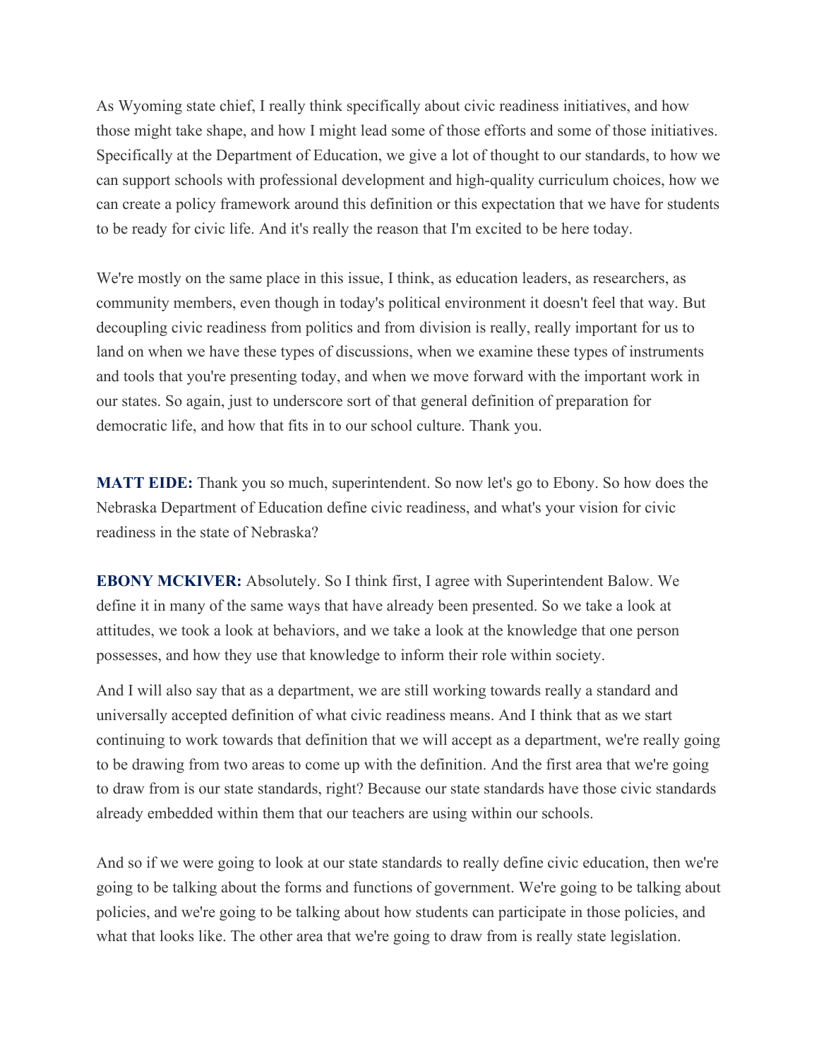As Wyoming state chief, I really think specifically about civic readiness initiatives, and how those might take shape, and how I might lead some of those efforts and some of those initiatives. Specifically at the Department of Education, we give a lot of thought to our standards, to how we can support schools with professional development and high-quality curriculum choices, how we can create a policy framework around this definition or this expectation that we have for students to be ready for civic life. And it's really the reason that I'm excited to be here today.

We're mostly on the same place in this issue, I think, as education leaders, as researchers, as community members, even though in today's political environment it doesn't feel that way. But decoupling civic readiness from politics and from division is really, really important for us to land on when we have these types of discussions, when we examine these types of instruments and tools that you're presenting today, and when we move forward with the important work in our states. So again, just to underscore sort of that general definition of preparation for democratic life, and how that fits in to our school culture. Thank you.

**MATT EIDE:** Thank you so much, superintendent. So now let's go to Ebony. So how does the Nebraska Department of Education define civic readiness, and what's your vision for civic readiness in the state of Nebraska?

**EBONY MCKIVER:** Absolutely. So I think first, I agree with Superintendent Balow. We define it in many of the same ways that have already been presented. So we take a look at attitudes, we took a look at behaviors, and we take a look at the knowledge that one person possesses, and how they use that knowledge to inform their role within society.

And I will also say that as a department, we are still working towards really a standard and universally accepted definition of what civic readiness means. And I think that as we start continuing to work towards that definition that we will accept as a department, we're really going to be drawing from two areas to come up with the definition. And the first area that we're going to draw from is our state standards, right? Because our state standards have those civic standards already embedded within them that our teachers are using within our schools.

And so if we were going to look at our state standards to really define civic education, then we're going to be talking about the forms and functions of government. We're going to be talking about policies, and we're going to be talking about how students can participate in those policies, and what that looks like. The other area that we're going to draw from is really state legislation.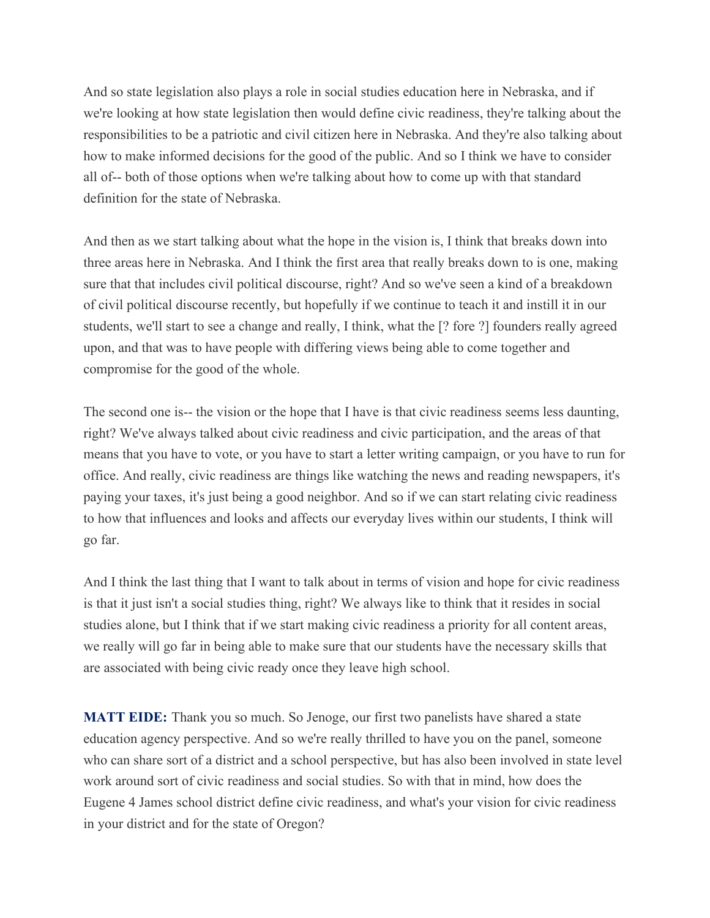And so state legislation also plays a role in social studies education here in Nebraska, and if we're looking at how state legislation then would define civic readiness, they're talking about the responsibilities to be a patriotic and civil citizen here in Nebraska. And they're also talking about how to make informed decisions for the good of the public. And so I think we have to consider all of-- both of those options when we're talking about how to come up with that standard definition for the state of Nebraska.

And then as we start talking about what the hope in the vision is, I think that breaks down into three areas here in Nebraska. And I think the first area that really breaks down to is one, making sure that that includes civil political discourse, right? And so we've seen a kind of a breakdown of civil political discourse recently, but hopefully if we continue to teach it and instill it in our students, we'll start to see a change and really, I think, what the [? fore ?] founders really agreed upon, and that was to have people with differing views being able to come together and compromise for the good of the whole.

The second one is-- the vision or the hope that I have is that civic readiness seems less daunting, right? We've always talked about civic readiness and civic participation, and the areas of that means that you have to vote, or you have to start a letter writing campaign, or you have to run for office. And really, civic readiness are things like watching the news and reading newspapers, it's paying your taxes, it's just being a good neighbor. And so if we can start relating civic readiness to how that influences and looks and affects our everyday lives within our students, I think will go far.

And I think the last thing that I want to talk about in terms of vision and hope for civic readiness is that it just isn't a social studies thing, right? We always like to think that it resides in social studies alone, but I think that if we start making civic readiness a priority for all content areas, we really will go far in being able to make sure that our students have the necessary skills that are associated with being civic ready once they leave high school.

**MATT EIDE:** Thank you so much. So Jenoge, our first two panelists have shared a state education agency perspective. And so we're really thrilled to have you on the panel, someone who can share sort of a district and a school perspective, but has also been involved in state level work around sort of civic readiness and social studies. So with that in mind, how does the Eugene 4 James school district define civic readiness, and what's your vision for civic readiness in your district and for the state of Oregon?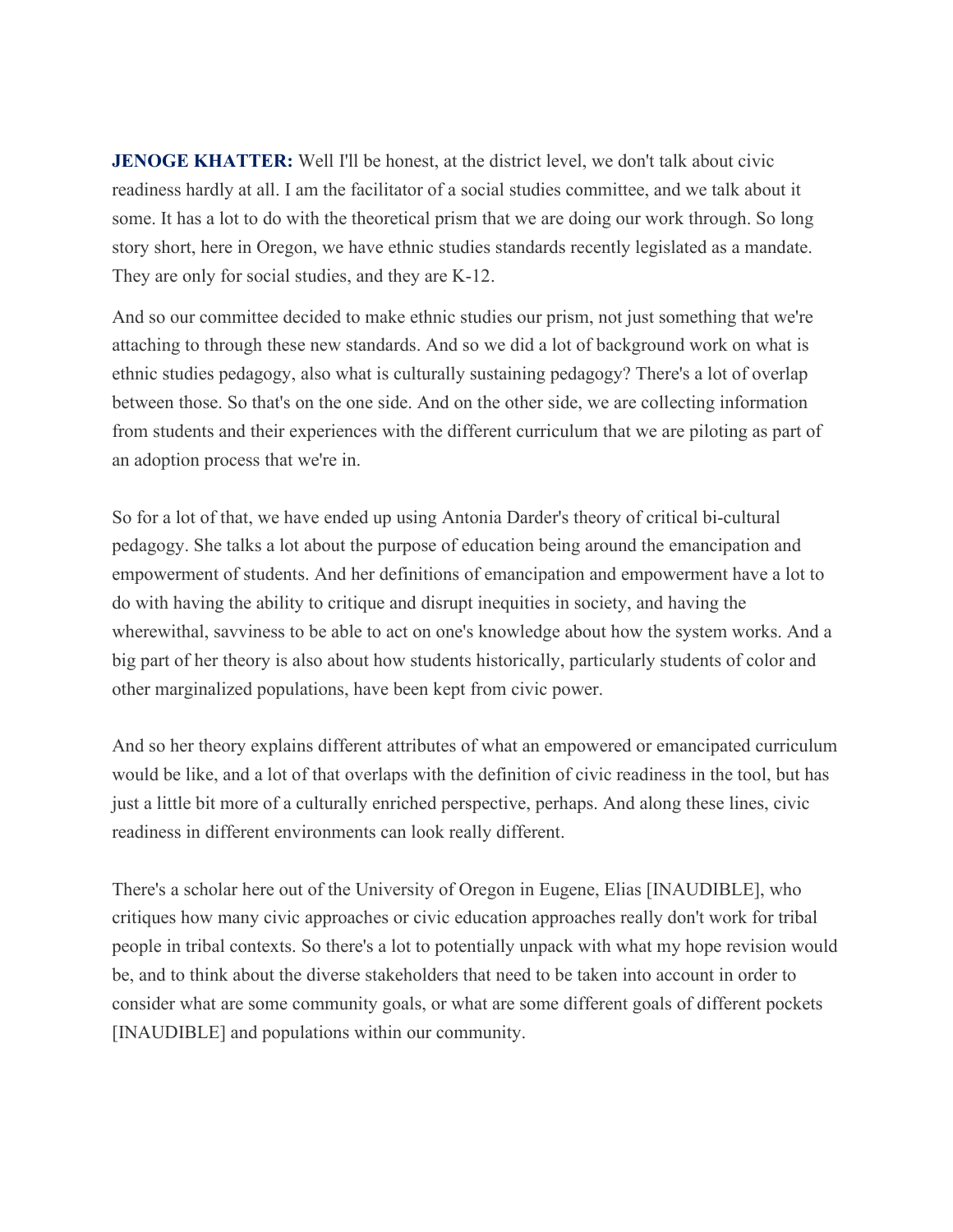**JENOGE KHATTER:** Well I'll be honest, at the district level, we don't talk about civic readiness hardly at all. I am the facilitator of a social studies committee, and we talk about it some. It has a lot to do with the theoretical prism that we are doing our work through. So long story short, here in Oregon, we have ethnic studies standards recently legislated as a mandate. They are only for social studies, and they are K-12.

And so our committee decided to make ethnic studies our prism, not just something that we're attaching to through these new standards. And so we did a lot of background work on what is ethnic studies pedagogy, also what is culturally sustaining pedagogy? There's a lot of overlap between those. So that's on the one side. And on the other side, we are collecting information from students and their experiences with the different curriculum that we are piloting as part of an adoption process that we're in.

So for a lot of that, we have ended up using Antonia Darder's theory of critical bi-cultural pedagogy. She talks a lot about the purpose of education being around the emancipation and empowerment of students. And her definitions of emancipation and empowerment have a lot to do with having the ability to critique and disrupt inequities in society, and having the wherewithal, savviness to be able to act on one's knowledge about how the system works. And a big part of her theory is also about how students historically, particularly students of color and other marginalized populations, have been kept from civic power.

And so her theory explains different attributes of what an empowered or emancipated curriculum would be like, and a lot of that overlaps with the definition of civic readiness in the tool, but has just a little bit more of a culturally enriched perspective, perhaps. And along these lines, civic readiness in different environments can look really different.

There's a scholar here out of the University of Oregon in Eugene, Elias [INAUDIBLE], who critiques how many civic approaches or civic education approaches really don't work for tribal people in tribal contexts. So there's a lot to potentially unpack with what my hope revision would be, and to think about the diverse stakeholders that need to be taken into account in order to consider what are some community goals, or what are some different goals of different pockets [INAUDIBLE] and populations within our community.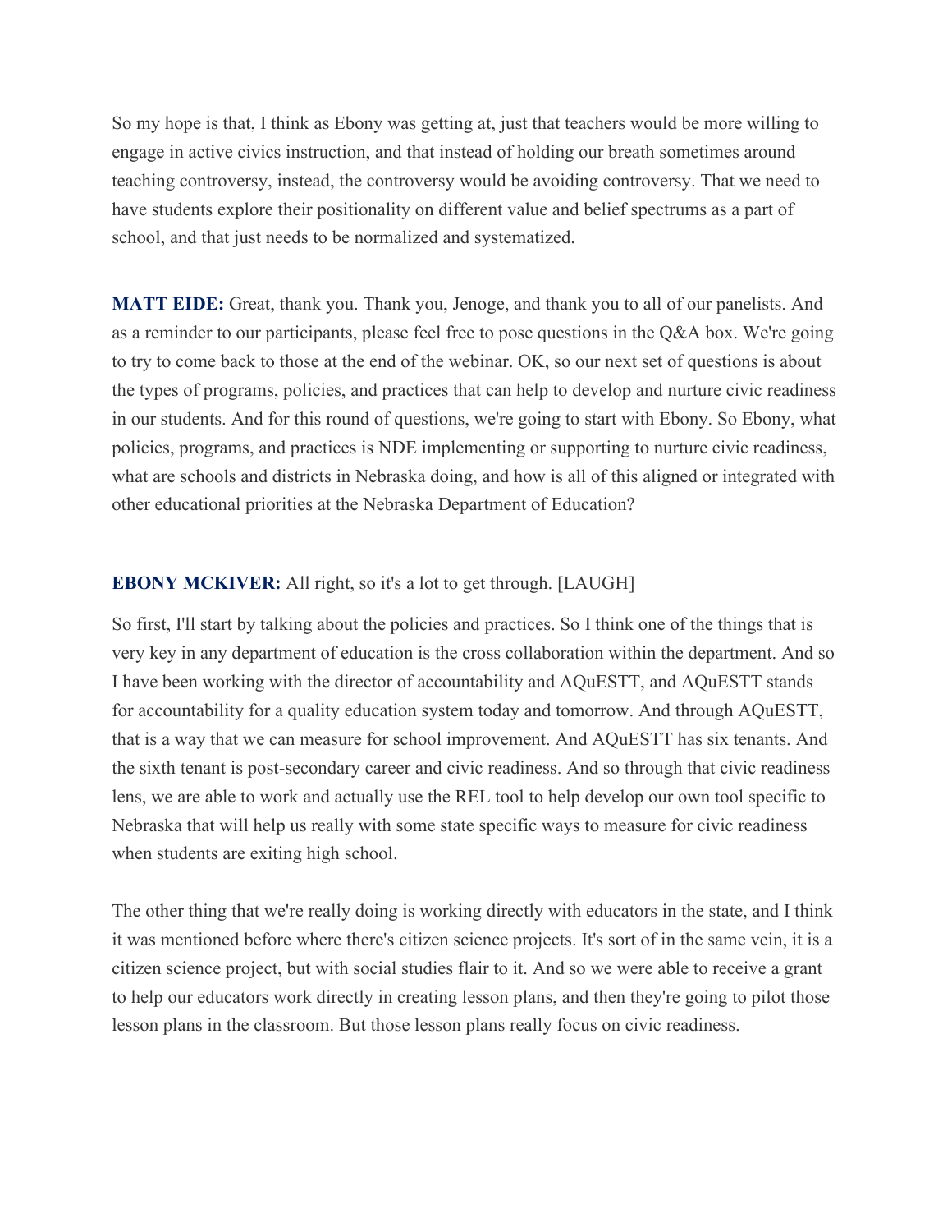So my hope is that, I think as Ebony was getting at, just that teachers would be more willing to engage in active civics instruction, and that instead of holding our breath sometimes around teaching controversy, instead, the controversy would be avoiding controversy. That we need to have students explore their positionality on different value and belief spectrums as a part of school, and that just needs to be normalized and systematized.

**MATT EIDE:** Great, thank you. Thank you, Jenoge, and thank you to all of our panelists. And as a reminder to our participants, please feel free to pose questions in the Q&A box. We're going to try to come back to those at the end of the webinar. OK, so our next set of questions is about the types of programs, policies, and practices that can help to develop and nurture civic readiness in our students. And for this round of questions, we're going to start with Ebony. So Ebony, what policies, programs, and practices is NDE implementing or supporting to nurture civic readiness, what are schools and districts in Nebraska doing, and how is all of this aligned or integrated with other educational priorities at the Nebraska Department of Education?

**EBONY MCKIVER:** All right, so it's a lot to get through. [LAUGH]

So first, I'll start by talking about the policies and practices. So I think one of the things that is very key in any department of education is the cross collaboration within the department. And so I have been working with the director of accountability and AQuESTT, and AQuESTT stands for accountability for a quality education system today and tomorrow. And through AQuESTT, that is a way that we can measure for school improvement. And AQuESTT has six tenants. And the sixth tenant is post-secondary career and civic readiness. And so through that civic readiness lens, we are able to work and actually use the REL tool to help develop our own tool specific to Nebraska that will help us really with some state specific ways to measure for civic readiness when students are exiting high school.

The other thing that we're really doing is working directly with educators in the state, and I think it was mentioned before where there's citizen science projects. It's sort of in the same vein, it is a citizen science project, but with social studies flair to it. And so we were able to receive a grant to help our educators work directly in creating lesson plans, and then they're going to pilot those lesson plans in the classroom. But those lesson plans really focus on civic readiness.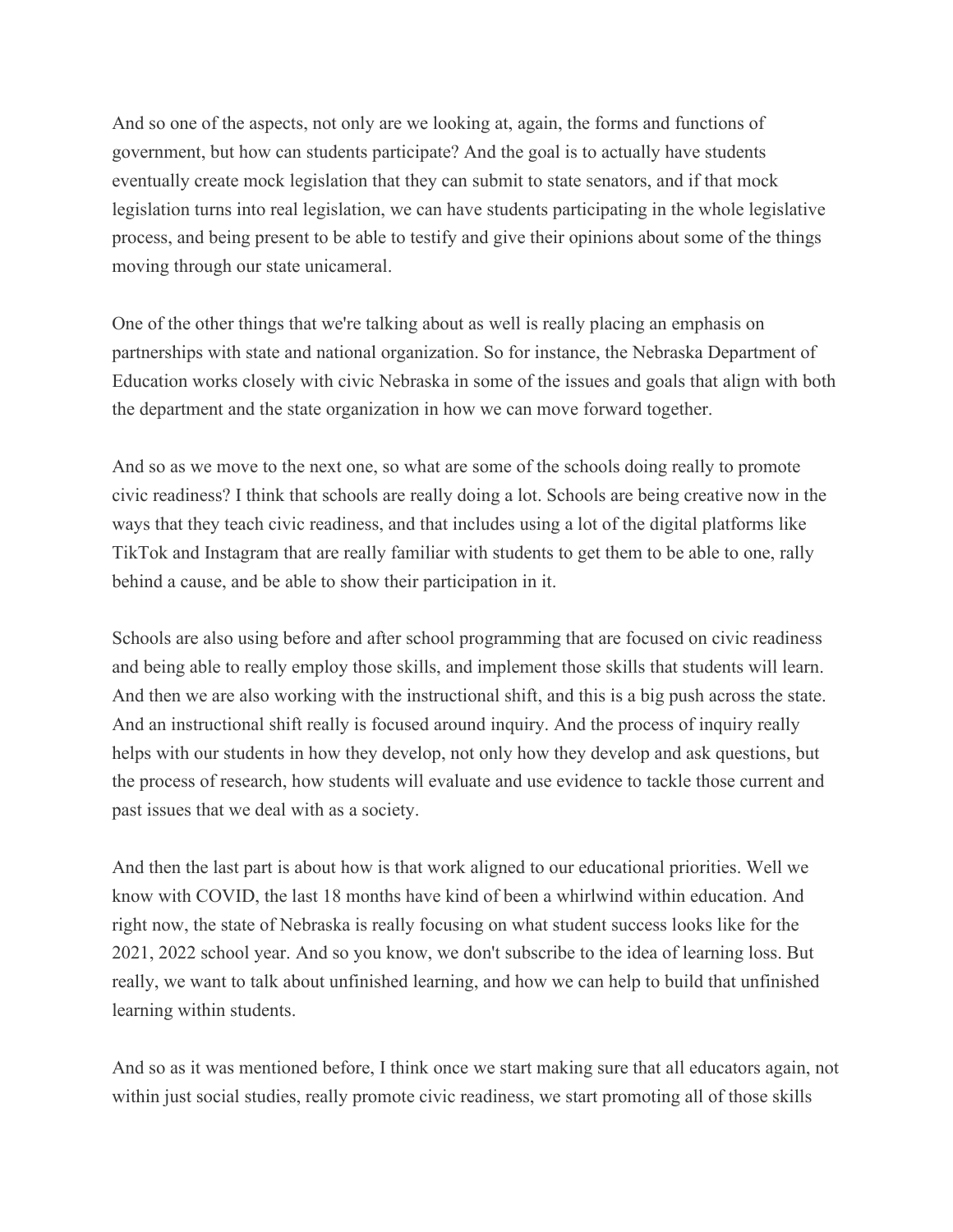And so one of the aspects, not only are we looking at, again, the forms and functions of government, but how can students participate? And the goal is to actually have students eventually create mock legislation that they can submit to state senators, and if that mock legislation turns into real legislation, we can have students participating in the whole legislative process, and being present to be able to testify and give their opinions about some of the things moving through our state unicameral.

One of the other things that we're talking about as well is really placing an emphasis on partnerships with state and national organization. So for instance, the Nebraska Department of Education works closely with civic Nebraska in some of the issues and goals that align with both the department and the state organization in how we can move forward together.

And so as we move to the next one, so what are some of the schools doing really to promote civic readiness? I think that schools are really doing a lot. Schools are being creative now in the ways that they teach civic readiness, and that includes using a lot of the digital platforms like TikTok and Instagram that are really familiar with students to get them to be able to one, rally behind a cause, and be able to show their participation in it.

Schools are also using before and after school programming that are focused on civic readiness and being able to really employ those skills, and implement those skills that students will learn. And then we are also working with the instructional shift, and this is a big push across the state. And an instructional shift really is focused around inquiry. And the process of inquiry really helps with our students in how they develop, not only how they develop and ask questions, but the process of research, how students will evaluate and use evidence to tackle those current and past issues that we deal with as a society.

And then the last part is about how is that work aligned to our educational priorities. Well we know with COVID, the last 18 months have kind of been a whirlwind within education. And right now, the state of Nebraska is really focusing on what student success looks like for the 2021, 2022 school year. And so you know, we don't subscribe to the idea of learning loss. But really, we want to talk about unfinished learning, and how we can help to build that unfinished learning within students.

And so as it was mentioned before, I think once we start making sure that all educators again, not within just social studies, really promote civic readiness, we start promoting all of those skills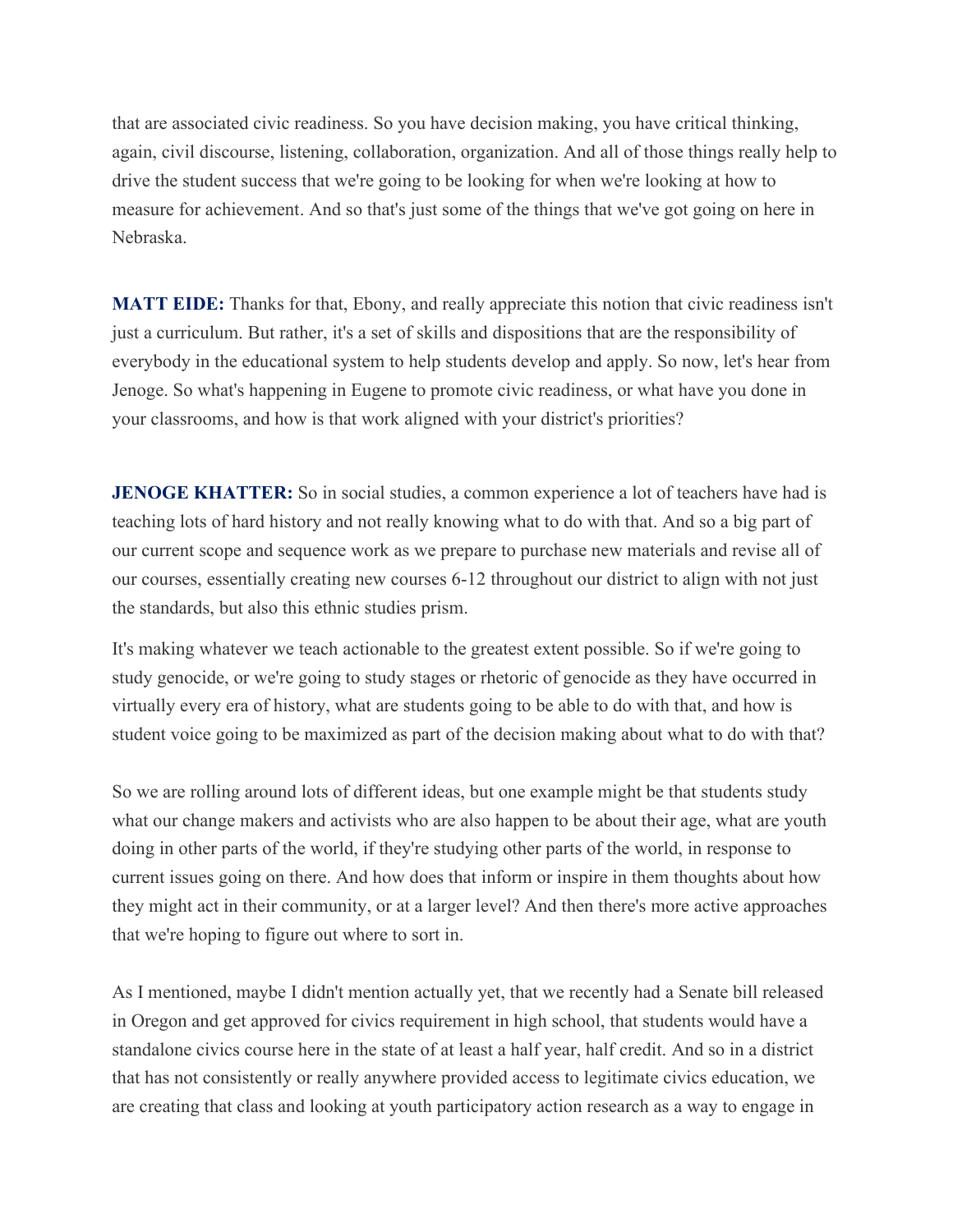that are associated civic readiness. So you have decision making, you have critical thinking, again, civil discourse, listening, collaboration, organization. And all of those things really help to drive the student success that we're going to be looking for when we're looking at how to measure for achievement. And so that's just some of the things that we've got going on here in Nebraska.

**MATT EIDE:** Thanks for that, Ebony, and really appreciate this notion that civic readiness isn't just a curriculum. But rather, it's a set of skills and dispositions that are the responsibility of everybody in the educational system to help students develop and apply. So now, let's hear from Jenoge. So what's happening in Eugene to promote civic readiness, or what have you done in your classrooms, and how is that work aligned with your district's priorities?

**JENOGE KHATTER:** So in social studies, a common experience a lot of teachers have had is teaching lots of hard history and not really knowing what to do with that. And so a big part of our current scope and sequence work as we prepare to purchase new materials and revise all of our courses, essentially creating new courses 6-12 throughout our district to align with not just the standards, but also this ethnic studies prism.

It's making whatever we teach actionable to the greatest extent possible. So if we're going to study genocide, or we're going to study stages or rhetoric of genocide as they have occurred in virtually every era of history, what are students going to be able to do with that, and how is student voice going to be maximized as part of the decision making about what to do with that?

So we are rolling around lots of different ideas, but one example might be that students study what our change makers and activists who are also happen to be about their age, what are youth doing in other parts of the world, if they're studying other parts of the world, in response to current issues going on there. And how does that inform or inspire in them thoughts about how they might act in their community, or at a larger level? And then there's more active approaches that we're hoping to figure out where to sort in.

As I mentioned, maybe I didn't mention actually yet, that we recently had a Senate bill released in Oregon and get approved for civics requirement in high school, that students would have a standalone civics course here in the state of at least a half year, half credit. And so in a district that has not consistently or really anywhere provided access to legitimate civics education, we are creating that class and looking at youth participatory action research as a way to engage in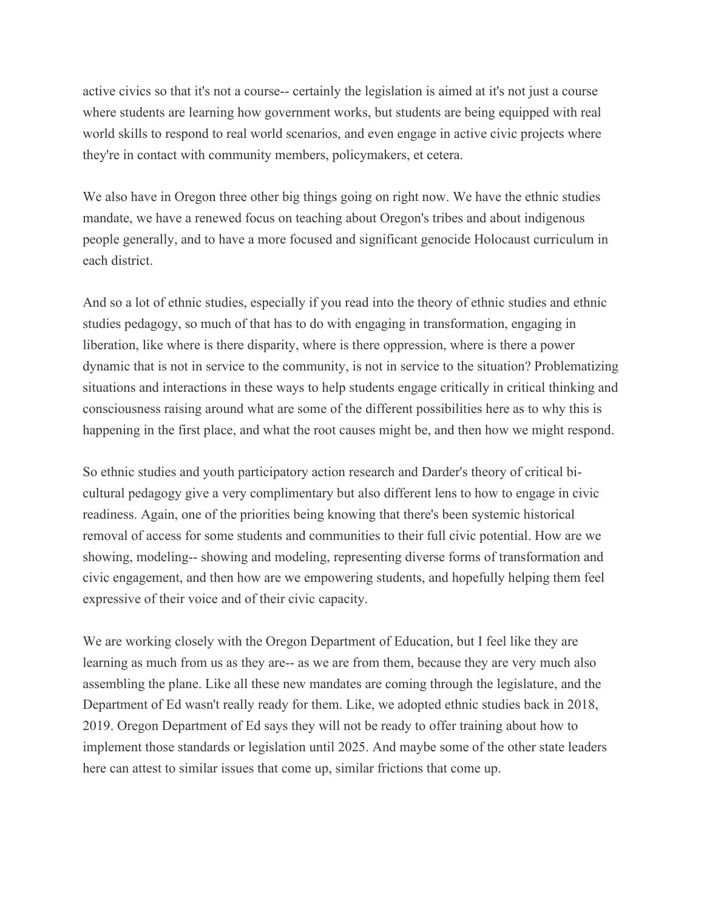active civics so that it's not a course-- certainly the legislation is aimed at it's not just a course where students are learning how government works, but students are being equipped with real world skills to respond to real world scenarios, and even engage in active civic projects where they're in contact with community members, policymakers, et cetera.

We also have in Oregon three other big things going on right now. We have the ethnic studies mandate, we have a renewed focus on teaching about Oregon's tribes and about indigenous people generally, and to have a more focused and significant genocide Holocaust curriculum in each district.

And so a lot of ethnic studies, especially if you read into the theory of ethnic studies and ethnic studies pedagogy, so much of that has to do with engaging in transformation, engaging in liberation, like where is there disparity, where is there oppression, where is there a power dynamic that is not in service to the community, is not in service to the situation? Problematizing situations and interactions in these ways to help students engage critically in critical thinking and consciousness raising around what are some of the different possibilities here as to why this is happening in the first place, and what the root causes might be, and then how we might respond.

So ethnic studies and youth participatory action research and Darder's theory of critical bi-cultural pedagogy give a very complimentary but also different lens to how to engage in civic readiness. Again, one of the priorities being knowing that there's been systemic historical removal of access for some students and communities to their full civic potential. How are we showing, modeling-- showing and modeling, representing diverse forms of transformation and civic engagement, and then how are we empowering students, and hopefully helping them feel expressive of their voice and of their civic capacity.

We are working closely with the Oregon Department of Education, but I feel like they are learning as much from us as they are-- as we are from them, because they are very much also assembling the plane. Like all these new mandates are coming through the legislature, and the Department of Ed wasn't really ready for them. Like, we adopted ethnic studies back in 2018, 2019. Oregon Department of Ed says they will not be ready to offer training about how to implement those standards or legislation until 2025. And maybe some of the other state leaders here can attest to similar issues that come up, similar frictions that come up.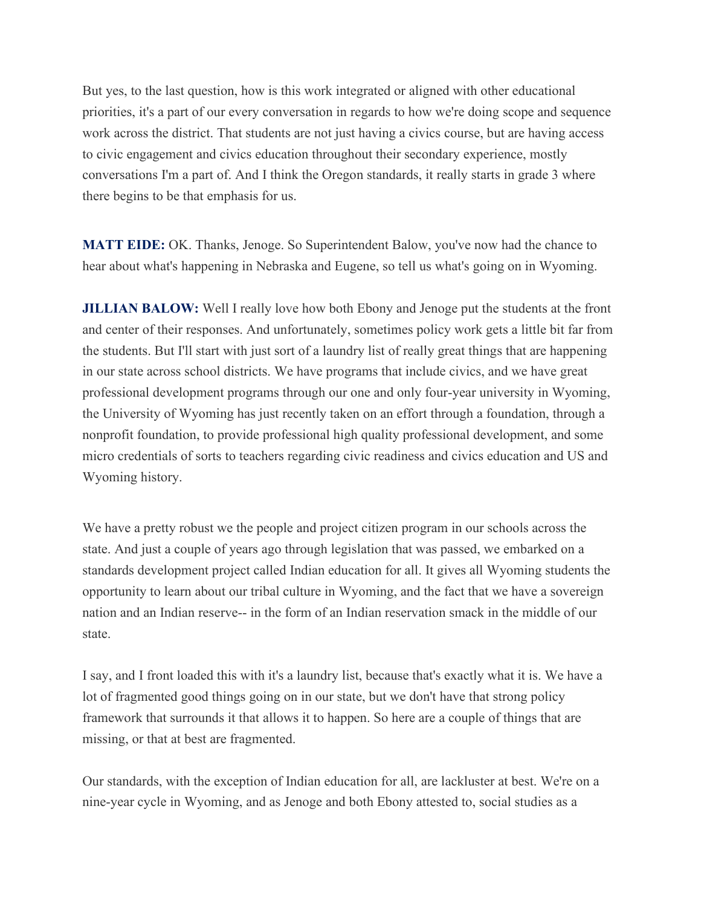But yes, to the last question, how is this work integrated or aligned with other educational priorities, it's a part of our every conversation in regards to how we're doing scope and sequence work across the district. That students are not just having a civics course, but are having access to civic engagement and civics education throughout their secondary experience, mostly conversations I'm a part of. And I think the Oregon standards, it really starts in grade 3 where there begins to be that emphasis for us.

**MATT EIDE:** OK. Thanks, Jenoge. So Superintendent Balow, you've now had the chance to hear about what's happening in Nebraska and Eugene, so tell us what's going on in Wyoming.

**JILLIAN BALOW:** Well I really love how both Ebony and Jenoge put the students at the front and center of their responses. And unfortunately, sometimes policy work gets a little bit far from the students. But I'll start with just sort of a laundry list of really great things that are happening in our state across school districts. We have programs that include civics, and we have great professional development programs through our one and only four-year university in Wyoming, the University of Wyoming has just recently taken on an effort through a foundation, through a nonprofit foundation, to provide professional high quality professional development, and some micro credentials of sorts to teachers regarding civic readiness and civics education and US and Wyoming history.

We have a pretty robust we the people and project citizen program in our schools across the state. And just a couple of years ago through legislation that was passed, we embarked on a standards development project called Indian education for all. It gives all Wyoming students the opportunity to learn about our tribal culture in Wyoming, and the fact that we have a sovereign nation and an Indian reserve-- in the form of an Indian reservation smack in the middle of our state.

I say, and I front loaded this with it's a laundry list, because that's exactly what it is. We have a lot of fragmented good things going on in our state, but we don't have that strong policy framework that surrounds it that allows it to happen. So here are a couple of things that are missing, or that at best are fragmented.

Our standards, with the exception of Indian education for all, are lackluster at best. We're on a nine-year cycle in Wyoming, and as Jenoge and both Ebony attested to, social studies as a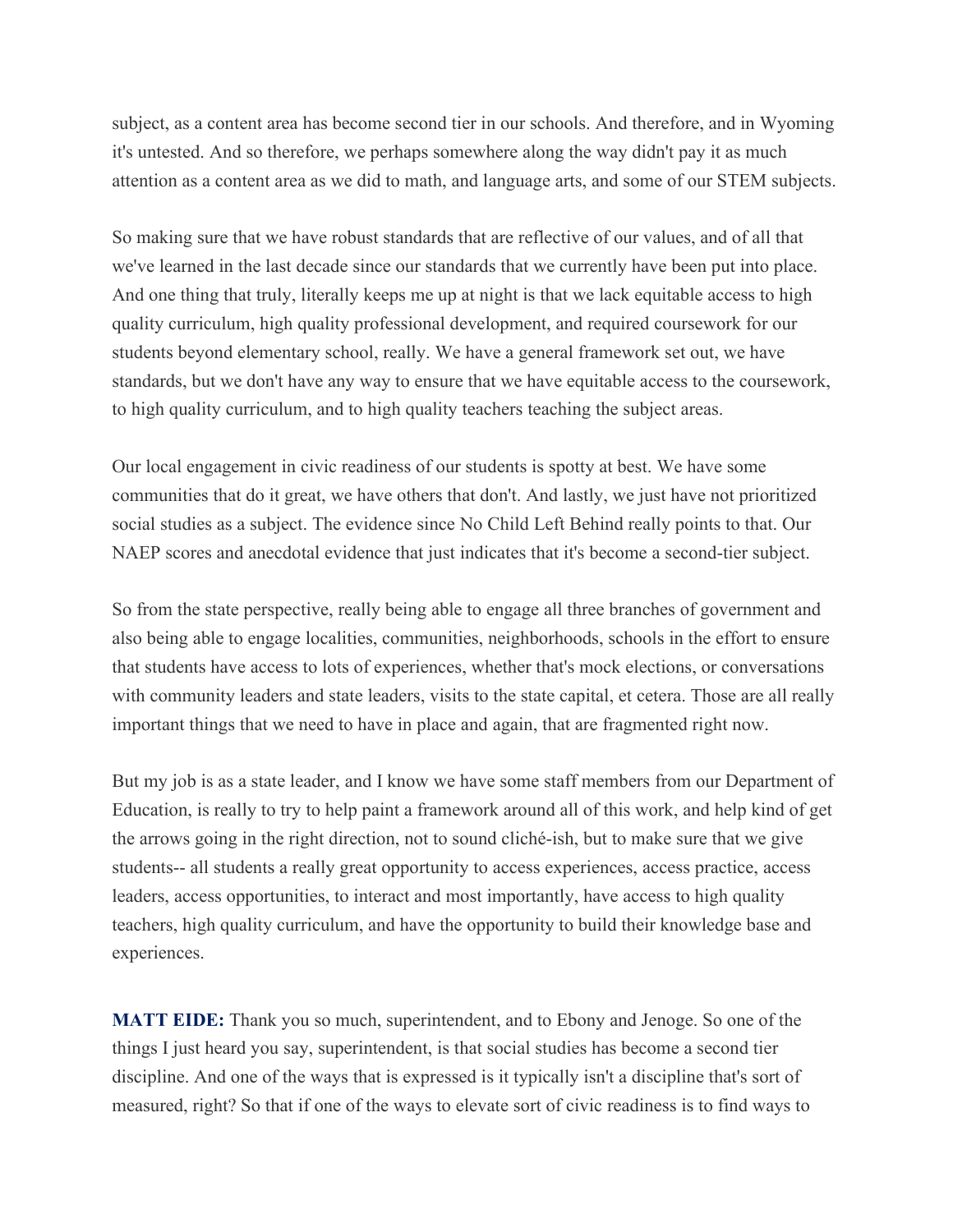subject, as a content area has become second tier in our schools. And therefore, and in Wyoming it's untested. And so therefore, we perhaps somewhere along the way didn't pay it as much attention as a content area as we did to math, and language arts, and some of our STEM subjects.

So making sure that we have robust standards that are reflective of our values, and of all that we've learned in the last decade since our standards that we currently have been put into place. And one thing that truly, literally keeps me up at night is that we lack equitable access to high quality curriculum, high quality professional development, and required coursework for our students beyond elementary school, really. We have a general framework set out, we have standards, but we don't have any way to ensure that we have equitable access to the coursework, to high quality curriculum, and to high quality teachers teaching the subject areas.

Our local engagement in civic readiness of our students is spotty at best. We have some communities that do it great, we have others that don't. And lastly, we just have not prioritized social studies as a subject. The evidence since No Child Left Behind really points to that. Our NAEP scores and anecdotal evidence that just indicates that it's become a second-tier subject.

So from the state perspective, really being able to engage all three branches of government and also being able to engage localities, communities, neighborhoods, schools in the effort to ensure that students have access to lots of experiences, whether that's mock elections, or conversations with community leaders and state leaders, visits to the state capital, et cetera. Those are all really important things that we need to have in place and again, that are fragmented right now.

But my job is as a state leader, and I know we have some staff members from our Department of Education, is really to try to help paint a framework around all of this work, and help kind of get the arrows going in the right direction, not to sound cliché-ish, but to make sure that we give students-- all students a really great opportunity to access experiences, access practice, access leaders, access opportunities, to interact and most importantly, have access to high quality teachers, high quality curriculum, and have the opportunity to build their knowledge base and experiences.

**MATT EIDE:** Thank you so much, superintendent, and to Ebony and Jenoge. So one of the things I just heard you say, superintendent, is that social studies has become a second tier discipline. And one of the ways that is expressed is it typically isn't a discipline that's sort of measured, right? So that if one of the ways to elevate sort of civic readiness is to find ways to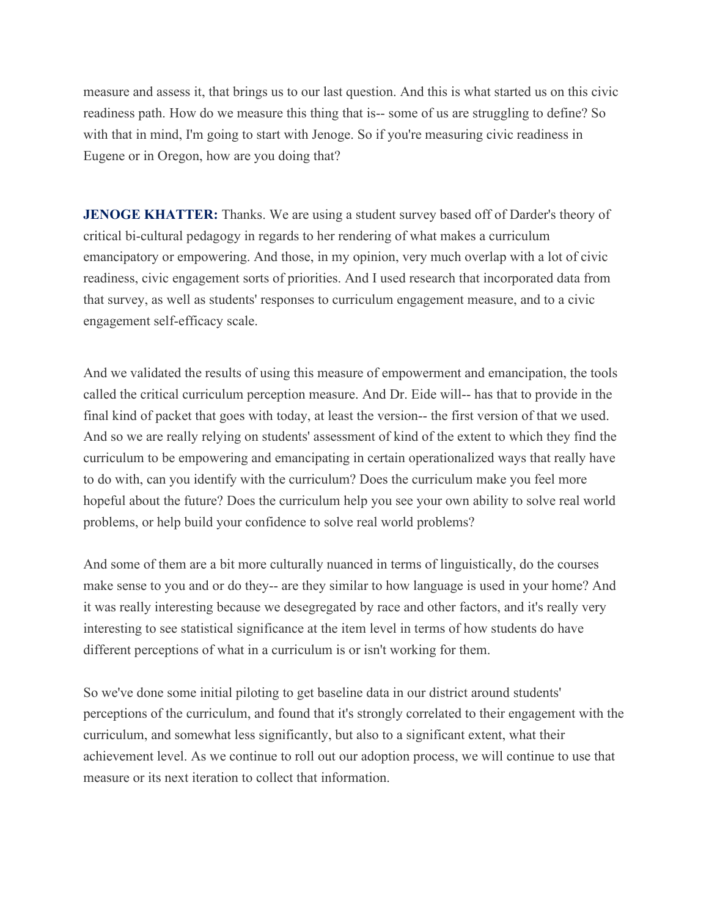measure and assess it, that brings us to our last question. And this is what started us on this civic readiness path. How do we measure this thing that is-- some of us are struggling to define? So with that in mind, I'm going to start with Jenoge. So if you're measuring civic readiness in Eugene or in Oregon, how are you doing that?

**JENOGE KHATTER:** Thanks. We are using a student survey based off of Darder's theory of critical bi-cultural pedagogy in regards to her rendering of what makes a curriculum emancipatory or empowering. And those, in my opinion, very much overlap with a lot of civic readiness, civic engagement sorts of priorities. And I used research that incorporated data from that survey, as well as students' responses to curriculum engagement measure, and to a civic engagement self-efficacy scale.

And we validated the results of using this measure of empowerment and emancipation, the tools called the critical curriculum perception measure. And Dr. Eide will-- has that to provide in the final kind of packet that goes with today, at least the version-- the first version of that we used. And so we are really relying on students' assessment of kind of the extent to which they find the curriculum to be empowering and emancipating in certain operationalized ways that really have to do with, can you identify with the curriculum? Does the curriculum make you feel more hopeful about the future? Does the curriculum help you see your own ability to solve real world problems, or help build your confidence to solve real world problems?

And some of them are a bit more culturally nuanced in terms of linguistically, do the courses make sense to you and or do they-- are they similar to how language is used in your home? And it was really interesting because we desegregated by race and other factors, and it's really very interesting to see statistical significance at the item level in terms of how students do have different perceptions of what in a curriculum is or isn't working for them.

So we've done some initial piloting to get baseline data in our district around students' perceptions of the curriculum, and found that it's strongly correlated to their engagement with the curriculum, and somewhat less significantly, but also to a significant extent, what their achievement level. As we continue to roll out our adoption process, we will continue to use that measure or its next iteration to collect that information.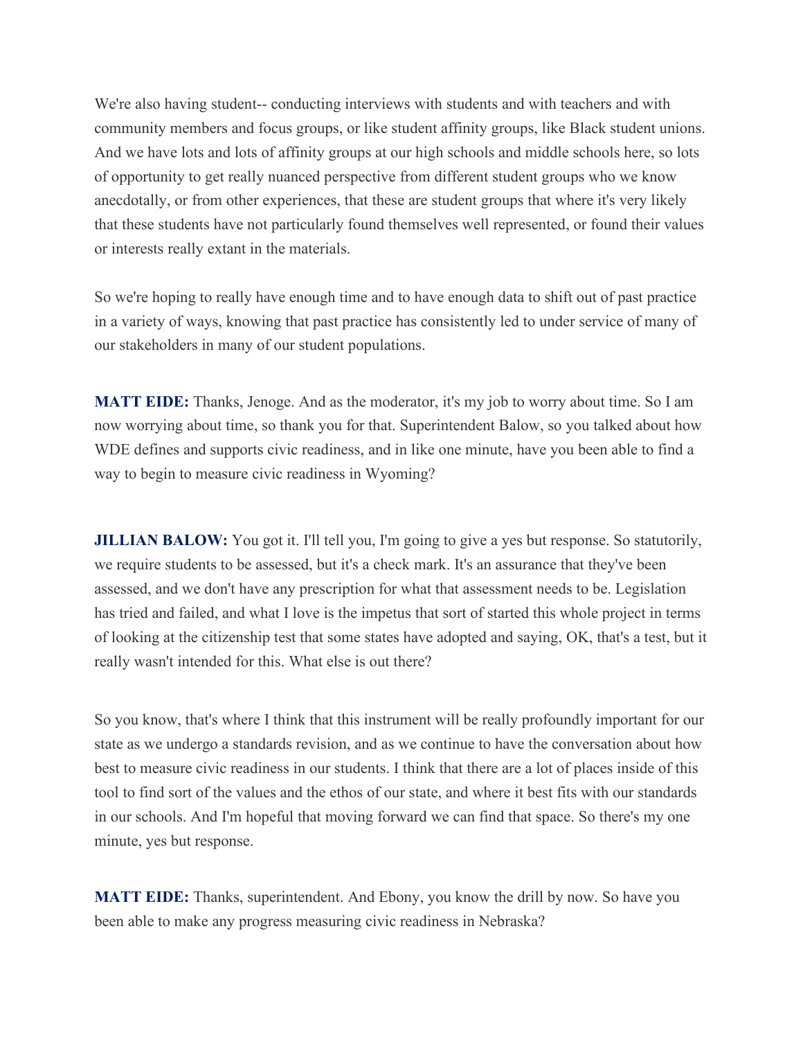We're also having student-- conducting interviews with students and with teachers and with community members and focus groups, or like student affinity groups, like Black student unions. And we have lots and lots of affinity groups at our high schools and middle schools here, so lots of opportunity to get really nuanced perspective from different student groups who we know anecdotally, or from other experiences, that these are student groups that where it's very likely that these students have not particularly found themselves well represented, or found their values or interests really extant in the materials.

So we're hoping to really have enough time and to have enough data to shift out of past practice in a variety of ways, knowing that past practice has consistently led to under service of many of our stakeholders in many of our student populations.

**MATT EIDE:** Thanks, Jenoge. And as the moderator, it's my job to worry about time. So I am now worrying about time, so thank you for that. Superintendent Balow, so you talked about how WDE defines and supports civic readiness, and in like one minute, have you been able to find a way to begin to measure civic readiness in Wyoming?

**JILLIAN BALOW:** You got it. I'll tell you, I'm going to give a yes but response. So statutorily, we require students to be assessed, but it's a check mark. It's an assurance that they've been assessed, and we don't have any prescription for what that assessment needs to be. Legislation has tried and failed, and what I love is the impetus that sort of started this whole project in terms of looking at the citizenship test that some states have adopted and saying, OK, that's a test, but it really wasn't intended for this. What else is out there?

So you know, that's where I think that this instrument will be really profoundly important for our state as we undergo a standards revision, and as we continue to have the conversation about how best to measure civic readiness in our students. I think that there are a lot of places inside of this tool to find sort of the values and the ethos of our state, and where it best fits with our standards in our schools. And I'm hopeful that moving forward we can find that space. So there's my one minute, yes but response.

**MATT EIDE:** Thanks, superintendent. And Ebony, you know the drill by now. So have you been able to make any progress measuring civic readiness in Nebraska?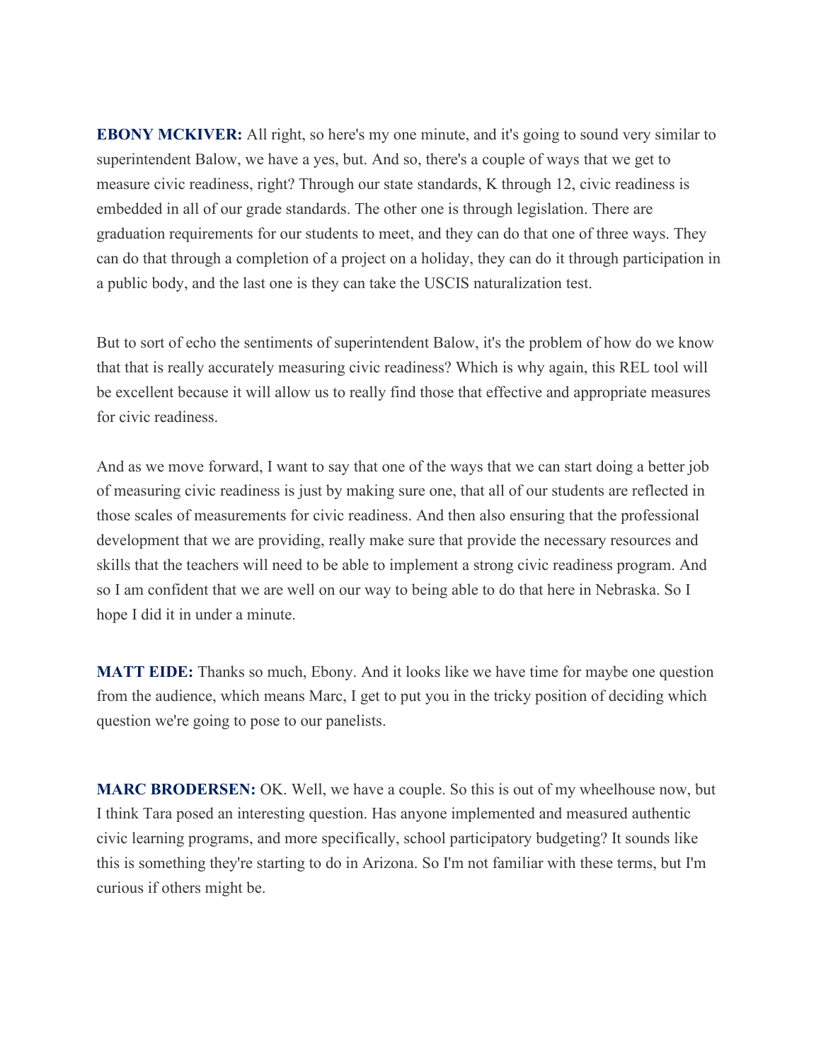**EBONY MCKIVER:** All right, so here's my one minute, and it's going to sound very similar to superintendent Balow, we have a yes, but. And so, there's a couple of ways that we get to measure civic readiness, right? Through our state standards, K through 12, civic readiness is embedded in all of our grade standards. The other one is through legislation. There are graduation requirements for our students to meet, and they can do that one of three ways. They can do that through a completion of a project on a holiday, they can do it through participation in a public body, and the last one is they can take the USCIS naturalization test.

But to sort of echo the sentiments of superintendent Balow, it's the problem of how do we know that that is really accurately measuring civic readiness? Which is why again, this REL tool will be excellent because it will allow us to really find those that effective and appropriate measures for civic readiness.

And as we move forward, I want to say that one of the ways that we can start doing a better job of measuring civic readiness is just by making sure one, that all of our students are reflected in those scales of measurements for civic readiness. And then also ensuring that the professional development that we are providing, really make sure that provide the necessary resources and skills that the teachers will need to be able to implement a strong civic readiness program. And so I am confident that we are well on our way to being able to do that here in Nebraska. So I hope I did it in under a minute.

**MATT EIDE:** Thanks so much, Ebony. And it looks like we have time for maybe one question from the audience, which means Marc, I get to put you in the tricky position of deciding which question we're going to pose to our panelists.

**MARC BRODERSEN:** OK. Well, we have a couple. So this is out of my wheelhouse now, but I think Tara posed an interesting question. Has anyone implemented and measured authentic civic learning programs, and more specifically, school participatory budgeting? It sounds like this is something they're starting to do in Arizona. So I'm not familiar with these terms, but I'm curious if others might be.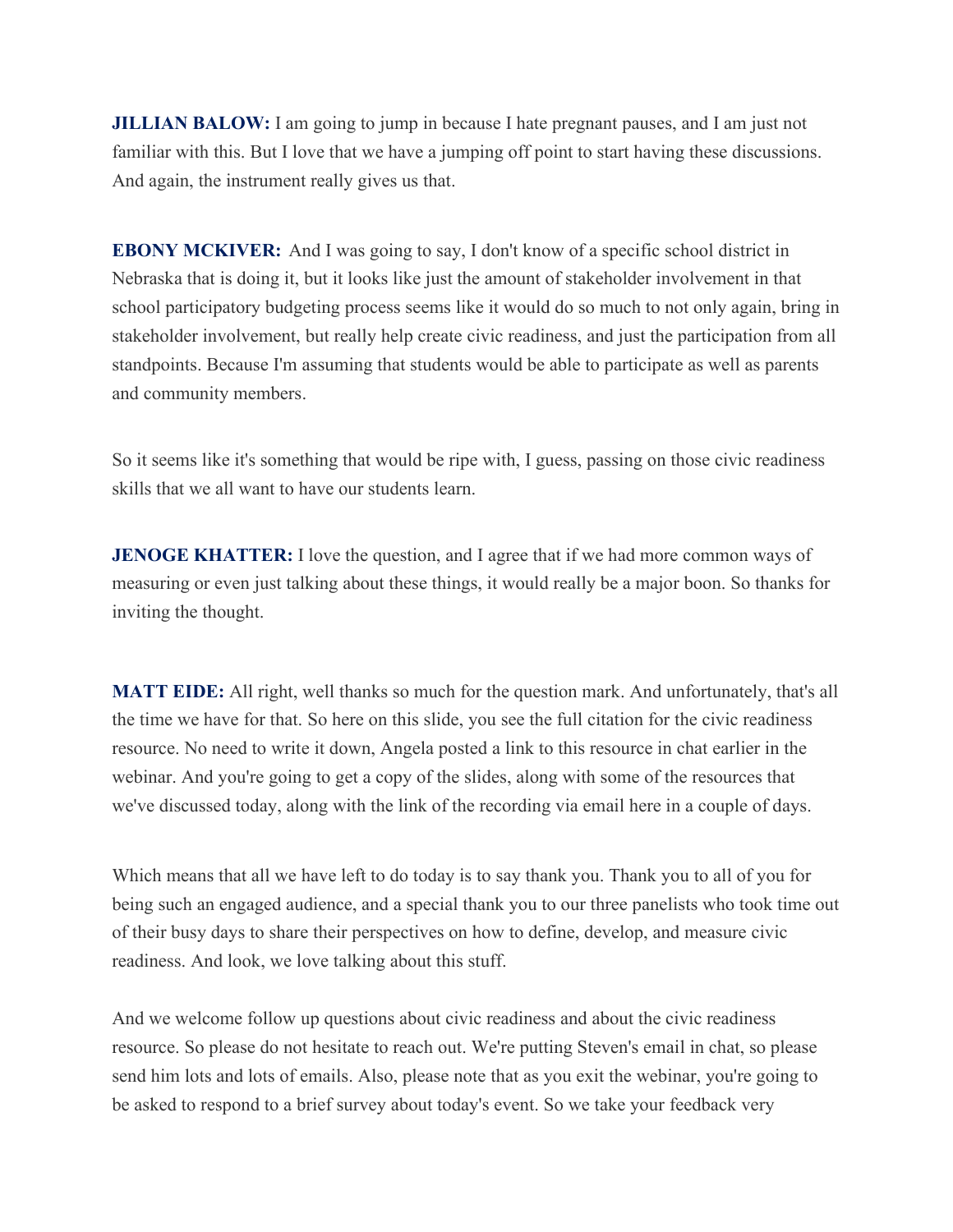**JILLIAN BALOW:** I am going to jump in because I hate pregnant pauses, and I am just not familiar with this. But I love that we have a jumping off point to start having these discussions. And again, the instrument really gives us that.

**EBONY MCKIVER:** And I was going to say, I don't know of a specific school district in Nebraska that is doing it, but it looks like just the amount of stakeholder involvement in that school participatory budgeting process seems like it would do so much to not only again, bring in stakeholder involvement, but really help create civic readiness, and just the participation from all standpoints. Because I'm assuming that students would be able to participate as well as parents and community members.

So it seems like it's something that would be ripe with, I guess, passing on those civic readiness skills that we all want to have our students learn.

**JENOGE KHATTER:** I love the question, and I agree that if we had more common ways of measuring or even just talking about these things, it would really be a major boon. So thanks for inviting the thought.

**MATT EIDE:** All right, well thanks so much for the question mark. And unfortunately, that's all the time we have for that. So here on this slide, you see the full citation for the civic readiness resource. No need to write it down, Angela posted a link to this resource in chat earlier in the webinar. And you're going to get a copy of the slides, along with some of the resources that we've discussed today, along with the link of the recording via email here in a couple of days.

Which means that all we have left to do today is to say thank you. Thank you to all of you for being such an engaged audience, and a special thank you to our three panelists who took time out of their busy days to share their perspectives on how to define, develop, and measure civic readiness. And look, we love talking about this stuff.

And we welcome follow up questions about civic readiness and about the civic readiness resource. So please do not hesitate to reach out. We're putting Steven's email in chat, so please send him lots and lots of emails. Also, please note that as you exit the webinar, you're going to be asked to respond to a brief survey about today's event. So we take your feedback very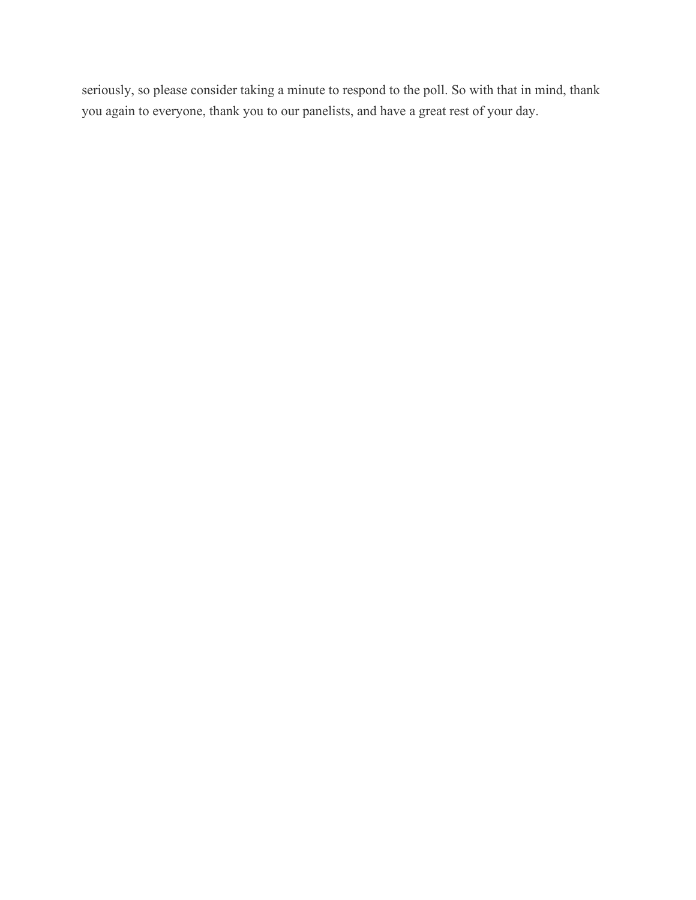seriously, so please consider taking a minute to respond to the poll. So with that in mind, thank you again to everyone, thank you to our panelists, and have a great rest of your day.